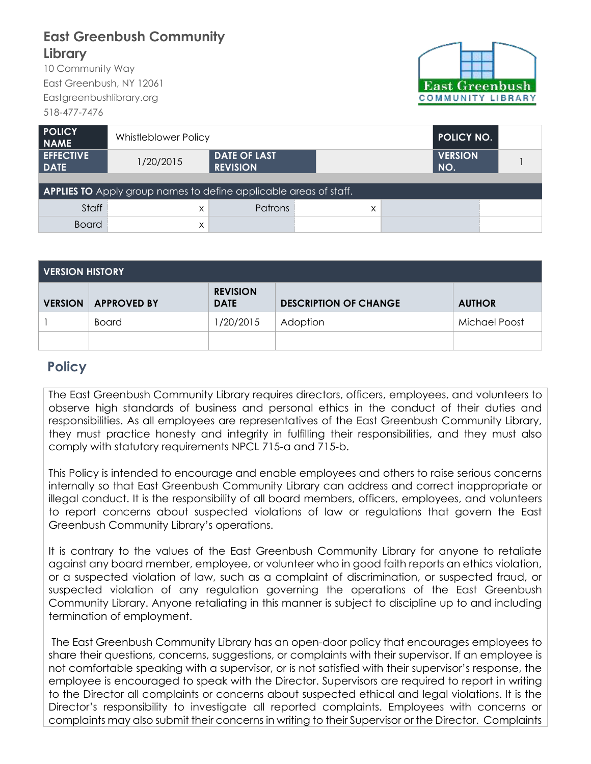# East Greenbush Community Library

10 Community Way
East Greenbush, NY 12061
Eastgreenbushlibrary.org
518-477-7476

| POLICY NAME | Whistleblower Policy | | | POLICY NO. | |
|---|---|---|---|---|---|
| EFFECTIVE DATE | 1/20/2015 | DATE OF LAST REVISION | | VERSION NO. | 1 |

| APPLIES TO Apply group names to define applicable areas of staff. | | | | | |
|---|---|---|---|---|---|
| Staff | x | Patrons | x | | |
| Board | x | | | | |

| VERSION HISTORY | | | | |
|---|---|---|---|---|
| VERSION | APPROVED BY | REVISION DATE | DESCRIPTION OF CHANGE | AUTHOR |
| 1 | Board | 1/20/2015 | Adoption | Michael Poost |
| | | | | |

## Policy

The East Greenbush Community Library requires directors, officers, employees, and volunteers to observe high standards of business and personal ethics in the conduct of their duties and responsibilities. As all employees are representatives of the East Greenbush Community Library, they must practice honesty and integrity in fulfilling their responsibilities, and they must also comply with statutory requirements NPCL 715-a and 715-b.

This Policy is intended to encourage and enable employees and others to raise serious concerns internally so that East Greenbush Community Library can address and correct inappropriate or illegal conduct. It is the responsibility of all board members, officers, employees, and volunteers to report concerns about suspected violations of law or regulations that govern the East Greenbush Community Library's operations.

It is contrary to the values of the East Greenbush Community Library for anyone to retaliate against any board member, employee, or volunteer who in good faith reports an ethics violation, or a suspected violation of law, such as a complaint of discrimination, or suspected fraud, or suspected violation of any regulation governing the operations of the East Greenbush Community Library. Anyone retaliating in this manner is subject to discipline up to and including termination of employment.

The East Greenbush Community Library has an open-door policy that encourages employees to share their questions, concerns, suggestions, or complaints with their supervisor. If an employee is not comfortable speaking with a supervisor, or is not satisfied with their supervisor's response, the employee is encouraged to speak with the Director. Supervisors are required to report in writing to the Director all complaints or concerns about suspected ethical and legal violations. It is the Director's responsibility to investigate all reported complaints. Employees with concerns or complaints may also submit their concerns in writing to their Supervisor or the Director. Complaints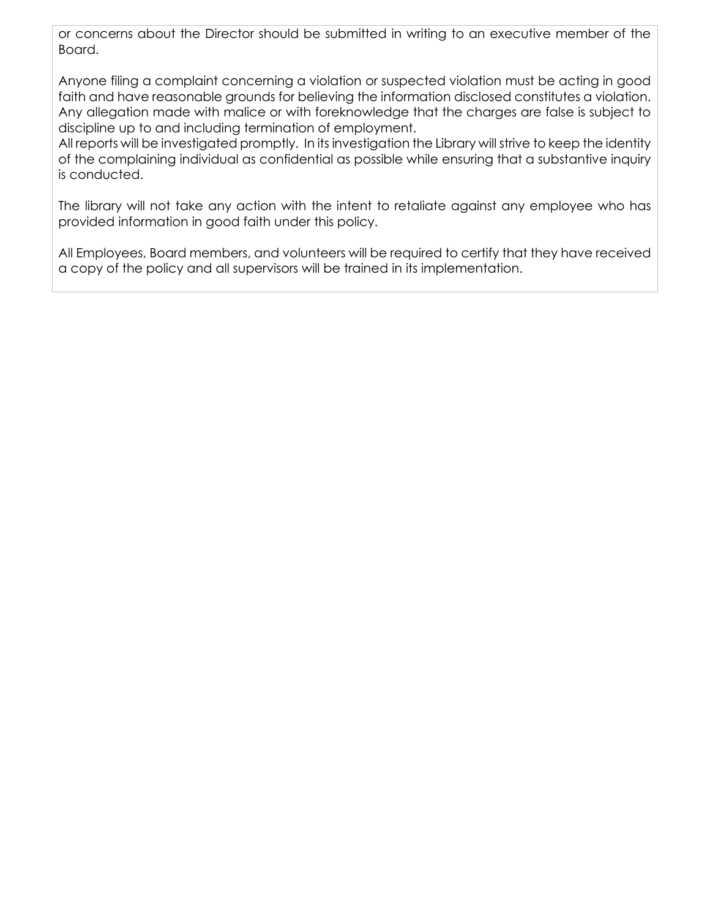or concerns about the Director should be submitted in writing to an executive member of the Board.

Anyone filing a complaint concerning a violation or suspected violation must be acting in good faith and have reasonable grounds for believing the information disclosed constitutes a violation. Any allegation made with malice or with foreknowledge that the charges are false is subject to discipline up to and including termination of employment.
All reports will be investigated promptly. In its investigation the Library will strive to keep the identity of the complaining individual as confidential as possible while ensuring that a substantive inquiry is conducted.

The library will not take any action with the intent to retaliate against any employee who has provided information in good faith under this policy.

All Employees, Board members, and volunteers will be required to certify that they have received a copy of the policy and all supervisors will be trained in its implementation.